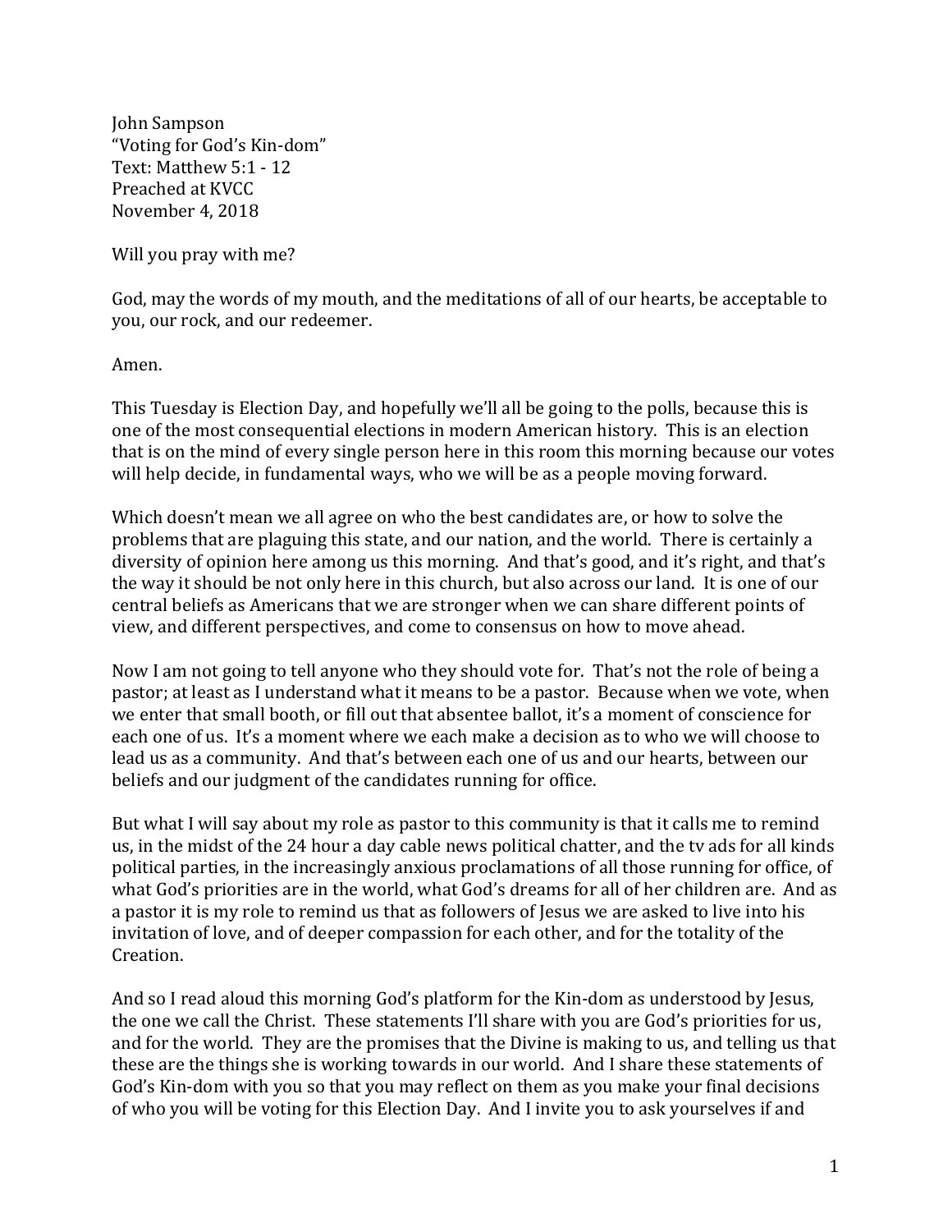John Sampson
"Voting for God's Kin-dom"
Text: Matthew 5:1 - 12
Preached at KVCC
November 4, 2018

Will you pray with me?

God, may the words of my mouth, and the meditations of all of our hearts, be acceptable to you, our rock, and our redeemer.

Amen.

This Tuesday is Election Day, and hopefully we'll all be going to the polls, because this is one of the most consequential elections in modern American history. This is an election that is on the mind of every single person here in this room this morning because our votes will help decide, in fundamental ways, who we will be as a people moving forward.

Which doesn't mean we all agree on who the best candidates are, or how to solve the problems that are plaguing this state, and our nation, and the world. There is certainly a diversity of opinion here among us this morning. And that's good, and it's right, and that's the way it should be not only here in this church, but also across our land. It is one of our central beliefs as Americans that we are stronger when we can share different points of view, and different perspectives, and come to consensus on how to move ahead.

Now I am not going to tell anyone who they should vote for. That's not the role of being a pastor; at least as I understand what it means to be a pastor. Because when we vote, when we enter that small booth, or fill out that absentee ballot, it's a moment of conscience for each one of us. It's a moment where we each make a decision as to who we will choose to lead us as a community. And that's between each one of us and our hearts, between our beliefs and our judgment of the candidates running for office.

But what I will say about my role as pastor to this community is that it calls me to remind us, in the midst of the 24 hour a day cable news political chatter, and the tv ads for all kinds political parties, in the increasingly anxious proclamations of all those running for office, of what God's priorities are in the world, what God's dreams for all of her children are. And as a pastor it is my role to remind us that as followers of Jesus we are asked to live into his invitation of love, and of deeper compassion for each other, and for the totality of the Creation.

And so I read aloud this morning God's platform for the Kin-dom as understood by Jesus, the one we call the Christ. These statements I'll share with you are God's priorities for us, and for the world. They are the promises that the Divine is making to us, and telling us that these are the things she is working towards in our world. And I share these statements of God's Kin-dom with you so that you may reflect on them as you make your final decisions of who you will be voting for this Election Day. And I invite you to ask yourselves if and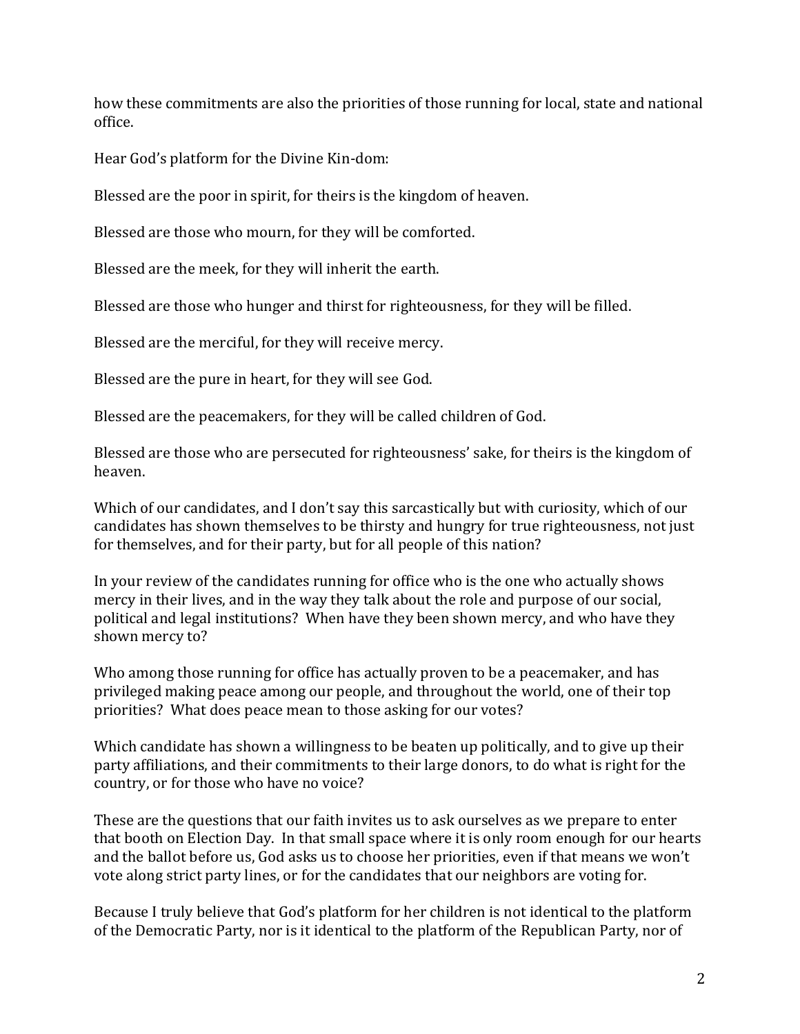how these commitments are also the priorities of those running for local, state and national office.

Hear God's platform for the Divine Kin-dom:

Blessed are the poor in spirit, for theirs is the kingdom of heaven.

Blessed are those who mourn, for they will be comforted.

Blessed are the meek, for they will inherit the earth.

Blessed are those who hunger and thirst for righteousness, for they will be filled.

Blessed are the merciful, for they will receive mercy.

Blessed are the pure in heart, for they will see God.

Blessed are the peacemakers, for they will be called children of God.

Blessed are those who are persecuted for righteousness' sake, for theirs is the kingdom of heaven.

Which of our candidates, and I don't say this sarcastically but with curiosity, which of our candidates has shown themselves to be thirsty and hungry for true righteousness, not just for themselves, and for their party, but for all people of this nation?

In your review of the candidates running for office who is the one who actually shows mercy in their lives, and in the way they talk about the role and purpose of our social, political and legal institutions? When have they been shown mercy, and who have they shown mercy to?

Who among those running for office has actually proven to be a peacemaker, and has privileged making peace among our people, and throughout the world, one of their top priorities? What does peace mean to those asking for our votes?

Which candidate has shown a willingness to be beaten up politically, and to give up their party affiliations, and their commitments to their large donors, to do what is right for the country, or for those who have no voice?

These are the questions that our faith invites us to ask ourselves as we prepare to enter that booth on Election Day. In that small space where it is only room enough for our hearts and the ballot before us, God asks us to choose her priorities, even if that means we won't vote along strict party lines, or for the candidates that our neighbors are voting for.

Because I truly believe that God's platform for her children is not identical to the platform of the Democratic Party, nor is it identical to the platform of the Republican Party, nor of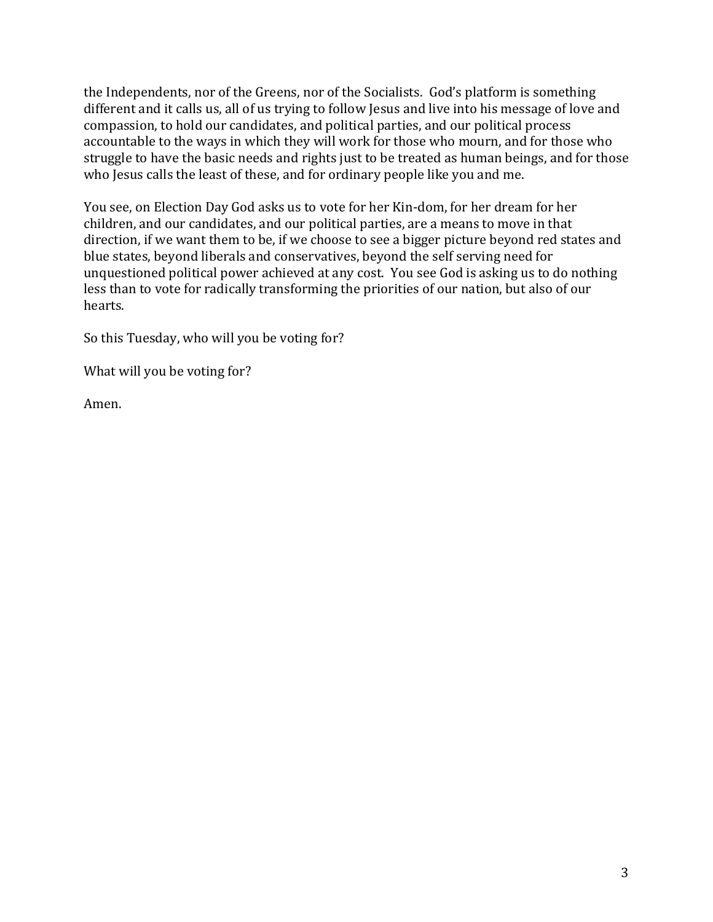the Independents, nor of the Greens, nor of the Socialists. God's platform is something different and it calls us, all of us trying to follow Jesus and live into his message of love and compassion, to hold our candidates, and political parties, and our political process accountable to the ways in which they will work for those who mourn, and for those who struggle to have the basic needs and rights just to be treated as human beings, and for those who Jesus calls the least of these, and for ordinary people like you and me.

You see, on Election Day God asks us to vote for her Kin-dom, for her dream for her children, and our candidates, and our political parties, are a means to move in that direction, if we want them to be, if we choose to see a bigger picture beyond red states and blue states, beyond liberals and conservatives, beyond the self serving need for unquestioned political power achieved at any cost. You see God is asking us to do nothing less than to vote for radically transforming the priorities of our nation, but also of our hearts.

So this Tuesday, who will you be voting for?

What will you be voting for?

Amen.